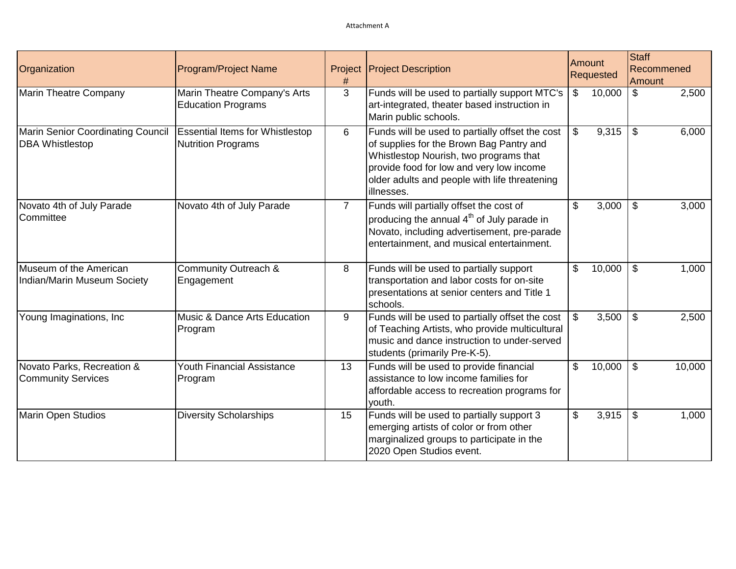Attachment A

| Organization | Program/Project Name | Project # | Project Description | Amount Requested | Staff Recommened Amount |
|---|---|---|---|---|---|
| Marin Theatre Company | Marin Theatre Company's Arts Education Programs | 3 | Funds will be used to partially support MTC's art-integrated, theater based instruction in Marin public schools. | $ 10,000 | $ 2,500 |
| Marin Senior Coordinating Council DBA Whistlestop | Essential Items for Whistlestop Nutrition Programs | 6 | Funds will be used to partially offset the cost of supplies for the Brown Bag Pantry and Whistlestop Nourish, two programs that provide food for low and very low income older adults and people with life threatening illnesses. | $ 9,315 | $ 6,000 |
| Novato 4th of July Parade Committee | Novato 4th of July Parade | 7 | Funds will partially offset the cost of producing the annual 4th of July parade in Novato, including advertisement, pre-parade entertainment, and musical entertainment. | $ 3,000 | $ 3,000 |
| Museum of the American Indian/Marin Museum Society | Community Outreach & Engagement | 8 | Funds will be used to partially support transportation and labor costs for on-site presentations at senior centers and Title 1 schools. | $ 10,000 | $ 1,000 |
| Young Imaginations, Inc | Music & Dance Arts Education Program | 9 | Funds will be used to partially offset the cost of Teaching Artists, who provide multicultural music and dance instruction to under-served students (primarily Pre-K-5). | $ 3,500 | $ 2,500 |
| Novato Parks, Recreation & Community Services | Youth Financial Assistance Program | 13 | Funds will be used to provide financial assistance to low income families for affordable access to recreation programs for youth. | $ 10,000 | $ 10,000 |
| Marin Open Studios | Diversity Scholarships | 15 | Funds will be used to partially support 3 emerging artists of color or from other marginalized groups to participate in the 2020 Open Studios event. | $ 3,915 | $ 1,000 |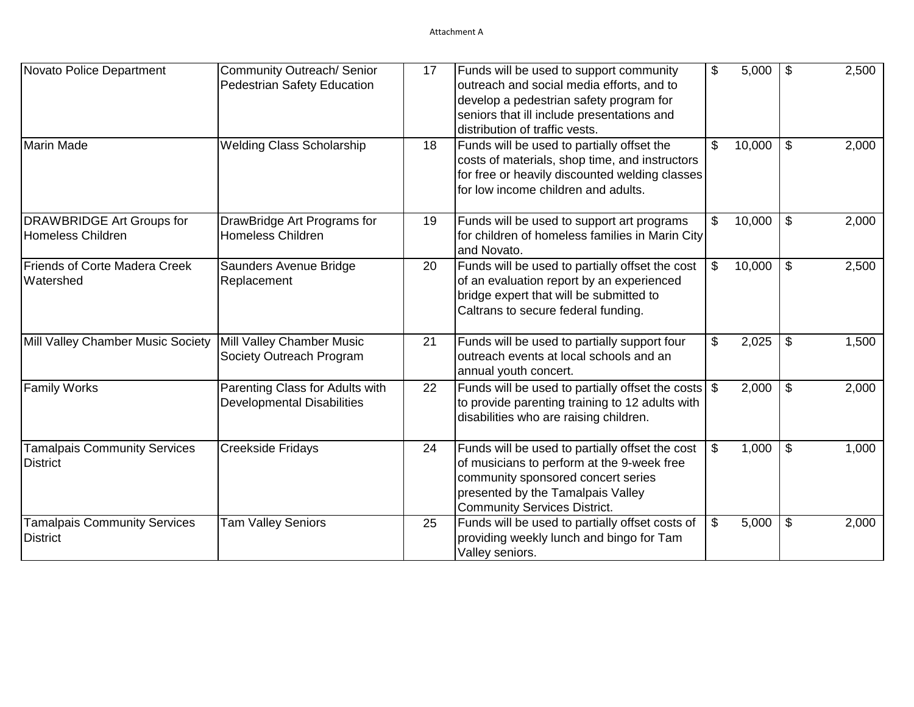Attachment A

| | | | | | |
|---|---|---|---|---|---|
| Novato Police Department | Community Outreach/ Senior Pedestrian Safety Education | 17 | Funds will be used to support community outreach and social media efforts, and to develop a pedestrian safety program for seniors that ill include presentations and distribution of traffic vests. | $ 5,000 | $ 2,500 |
| Marin Made | Welding Class Scholarship | 18 | Funds will be used to partially offset the costs of materials, shop time, and instructors for free or heavily discounted welding classes for low income children and adults. | $ 10,000 | $ 2,000 |
| DRAWBRIDGE Art Groups for Homeless Children | DrawBridge Art Programs for Homeless Children | 19 | Funds will be used to support art programs for children of homeless families in Marin City and Novato. | $ 10,000 | $ 2,000 |
| Friends of Corte Madera Creek Watershed | Saunders Avenue Bridge Replacement | 20 | Funds will be used to partially offset the cost of an evaluation report by an experienced bridge expert that will be submitted to Caltrans to secure federal funding. | $ 10,000 | $ 2,500 |
| Mill Valley Chamber Music Society | Mill Valley Chamber Music Society Outreach Program | 21 | Funds will be used to partially support four outreach events at local schools and an annual youth concert. | $ 2,025 | $ 1,500 |
| Family Works | Parenting Class for Adults with Developmental Disabilities | 22 | Funds will be used to partially offset the costs to provide parenting training to 12 adults with disabilities who are raising children. | $ 2,000 | $ 2,000 |
| Tamalpais Community Services District | Creekside Fridays | 24 | Funds will be used to partially offset the cost of musicians to perform at the 9-week free community sponsored concert series presented by the Tamalpais Valley Community Services District. | $ 1,000 | $ 1,000 |
| Tamalpais Community Services District | Tam Valley Seniors | 25 | Funds will be used to partially offset costs of providing weekly lunch and bingo for Tam Valley seniors. | $ 5,000 | $ 2,000 |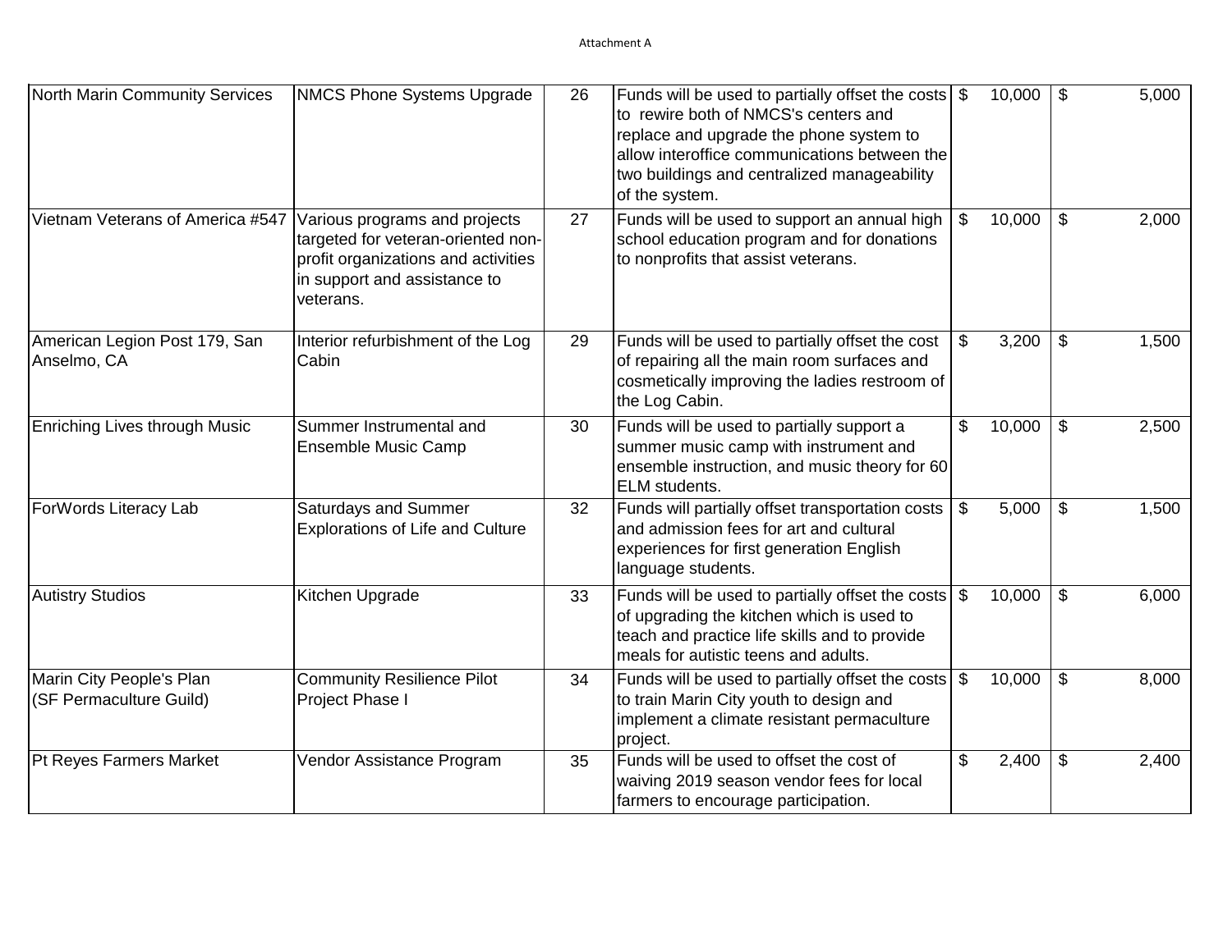| | | | | | |
|---|---|---|---|---|---|
| North Marin Community Services | NMCS Phone Systems Upgrade | 26 | Funds will be used to partially offset the costs to rewire both of NMCS's centers and replace and upgrade the phone system to allow interoffice communications between the two buildings and centralized manageability of the system. | $ 10,000 | $ 5,000 |
| Vietnam Veterans of America #547 | Various programs and projects targeted for veteran-oriented non-profit organizations and activities in support and assistance to veterans. | 27 | Funds will be used to support an annual high school education program and for donations to nonprofits that assist veterans. | $ 10,000 | $ 2,000 |
| American Legion Post 179, San Anselmo, CA | Interior refurbishment of the Log Cabin | 29 | Funds will be used to partially offset the cost of repairing all the main room surfaces and cosmetically improving the ladies restroom of the Log Cabin. | $ 3,200 | $ 1,500 |
| Enriching Lives through Music | Summer Instrumental and Ensemble Music Camp | 30 | Funds will be used to partially support a summer music camp with instrument and ensemble instruction, and music theory for 60 ELM students. | $ 10,000 | $ 2,500 |
| ForWords Literacy Lab | Saturdays and Summer Explorations of Life and Culture | 32 | Funds will partially offset transportation costs and admission fees for art and cultural experiences for first generation English language students. | $ 5,000 | $ 1,500 |
| Autistry Studios | Kitchen Upgrade | 33 | Funds will be used to partially offset the costs of upgrading the kitchen which is used to teach and practice life skills and to provide meals for autistic teens and adults. | $ 10,000 | $ 6,000 |
| Marin City People's Plan (SF Permaculture Guild) | Community Resilience Pilot Project Phase I | 34 | Funds will be used to partially offset the costs to train Marin City youth to design and implement a climate resistant permaculture project. | $ 10,000 | $ 8,000 |
| Pt Reyes Farmers Market | Vendor Assistance Program | 35 | Funds will be used to offset the cost of waiving 2019 season vendor fees for local farmers to encourage participation. | $ 2,400 | $ 2,400 |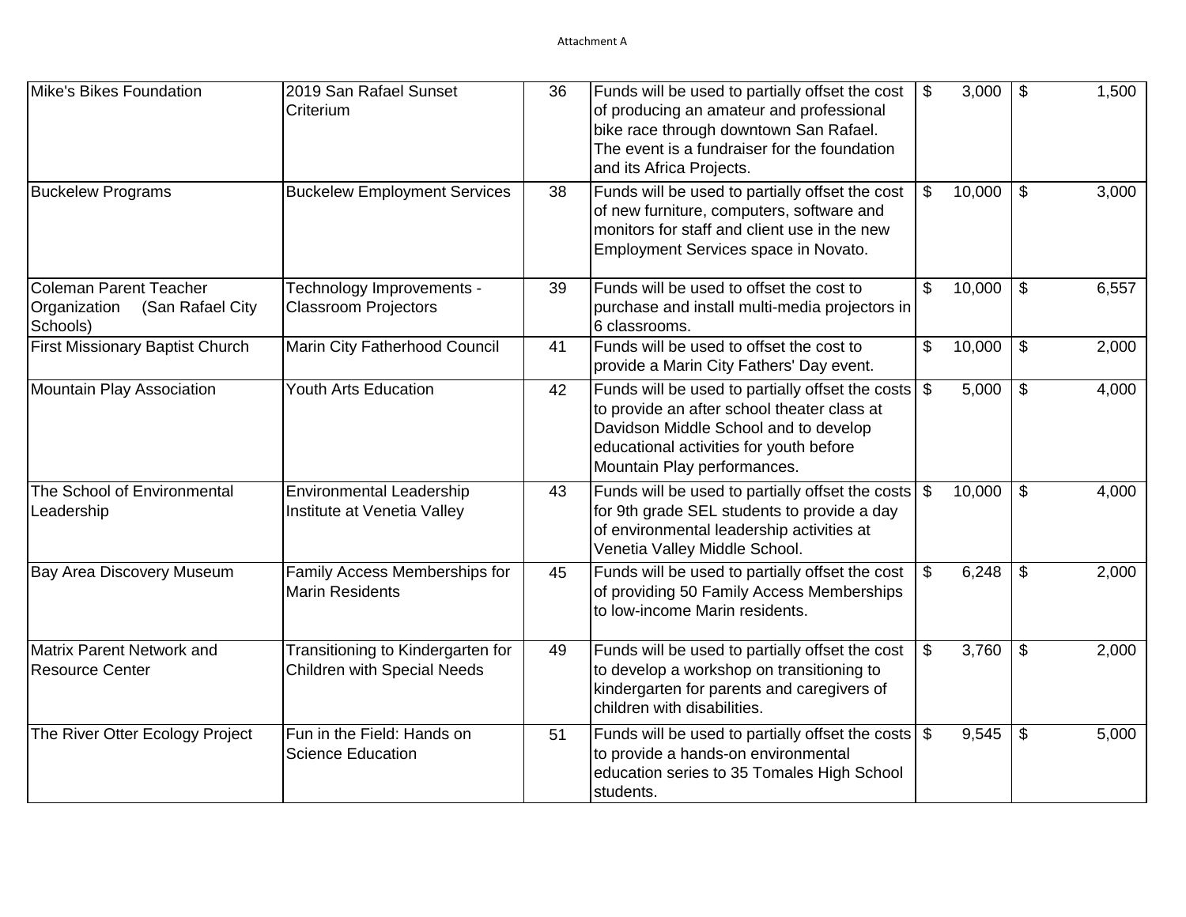Attachment A

| | | | | | |
|---|---|---|---|---|---|
| Mike's Bikes Foundation | 2019 San Rafael Sunset Criterium | 36 | Funds will be used to partially offset the cost of producing an amateur and professional bike race through downtown San Rafael. The event is a fundraiser for the foundation and its Africa Projects. | $ 3,000 | $ 1,500 |
| Buckelew Programs | Buckelew Employment Services | 38 | Funds will be used to partially offset the cost of new furniture, computers, software and monitors for staff and client use in the new Employment Services space in Novato. | $ 10,000 | $ 3,000 |
| Coleman Parent Teacher Organization (San Rafael City Schools) | Technology Improvements - Classroom Projectors | 39 | Funds will be used to offset the cost to purchase and install multi-media projectors in 6 classrooms. | $ 10,000 | $ 6,557 |
| First Missionary Baptist Church | Marin City Fatherhood Council | 41 | Funds will be used to offset the cost to provide a Marin City Fathers' Day event. | $ 10,000 | $ 2,000 |
| Mountain Play Association | Youth Arts Education | 42 | Funds will be used to partially offset the costs to provide an after school theater class at Davidson Middle School and to develop educational activities for youth before Mountain Play performances. | $ 5,000 | $ 4,000 |
| The School of Environmental Leadership | Environmental Leadership Institute at Venetia Valley | 43 | Funds will be used to partially offset the costs for 9th grade SEL students to provide a day of environmental leadership activities at Venetia Valley Middle School. | $ 10,000 | $ 4,000 |
| Bay Area Discovery Museum | Family Access Memberships for Marin Residents | 45 | Funds will be used to partially offset the cost of providing 50 Family Access Memberships to low-income Marin residents. | $ 6,248 | $ 2,000 |
| Matrix Parent Network and Resource Center | Transitioning to Kindergarten for Children with Special Needs | 49 | Funds will be used to partially offset the cost to develop a workshop on transitioning to kindergarten for parents and caregivers of children with disabilities. | $ 3,760 | $ 2,000 |
| The River Otter Ecology Project | Fun in the Field: Hands on Science Education | 51 | Funds will be used to partially offset the costs to provide a hands-on environmental education series to 35 Tomales High School students. | $ 9,545 | $ 5,000 |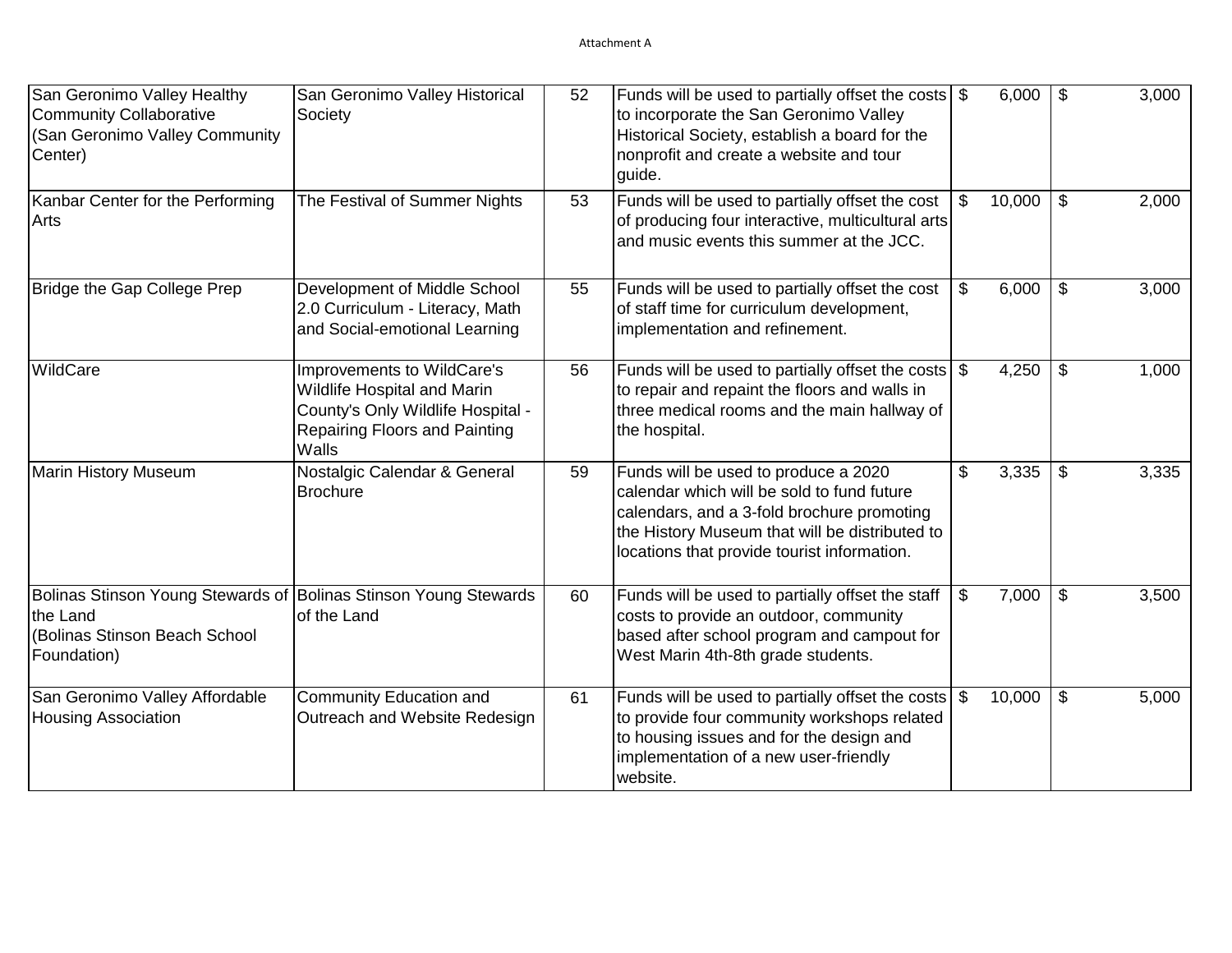Attachment A

| | | | | | |
|---|---|---|---|---|---|
| San Geronimo Valley Healthy Community Collaborative (San Geronimo Valley Community Center) | San Geronimo Valley Historical Society | 52 | Funds will be used to partially offset the costs to incorporate the San Geronimo Valley Historical Society, establish a board for the nonprofit and create a website and tour guide. | $ 6,000 | $ 3,000 |
| Kanbar Center for the Performing Arts | The Festival of Summer Nights | 53 | Funds will be used to partially offset the cost of producing four interactive, multicultural arts and music events this summer at the JCC. | $ 10,000 | $ 2,000 |
| Bridge the Gap College Prep | Development of Middle School 2.0 Curriculum - Literacy, Math and Social-emotional Learning | 55 | Funds will be used to partially offset the cost of staff time for curriculum development, implementation and refinement. | $ 6,000 | $ 3,000 |
| WildCare | Improvements to WildCare's Wildlife Hospital and Marin County's Only Wildlife Hospital - Repairing Floors and Painting Walls | 56 | Funds will be used to partially offset the costs to repair and repaint the floors and walls in three medical rooms and the main hallway of the hospital. | $ 4,250 | $ 1,000 |
| Marin History Museum | Nostalgic Calendar & General Brochure | 59 | Funds will be used to produce a 2020 calendar which will be sold to fund future calendars, and a 3-fold brochure promoting the History Museum that will be distributed to locations that provide tourist information. | $ 3,335 | $ 3,335 |
| Bolinas Stinson Young Stewards of the Land (Bolinas Stinson Beach School Foundation) | Bolinas Stinson Young Stewards of the Land | 60 | Funds will be used to partially offset the staff costs to provide an outdoor, community based after school program and campout for West Marin 4th-8th grade students. | $ 7,000 | $ 3,500 |
| San Geronimo Valley Affordable Housing Association | Community Education and Outreach and Website Redesign | 61 | Funds will be used to partially offset the costs to provide four community workshops related to housing issues and for the design and implementation of a new user-friendly website. | $ 10,000 | $ 5,000 |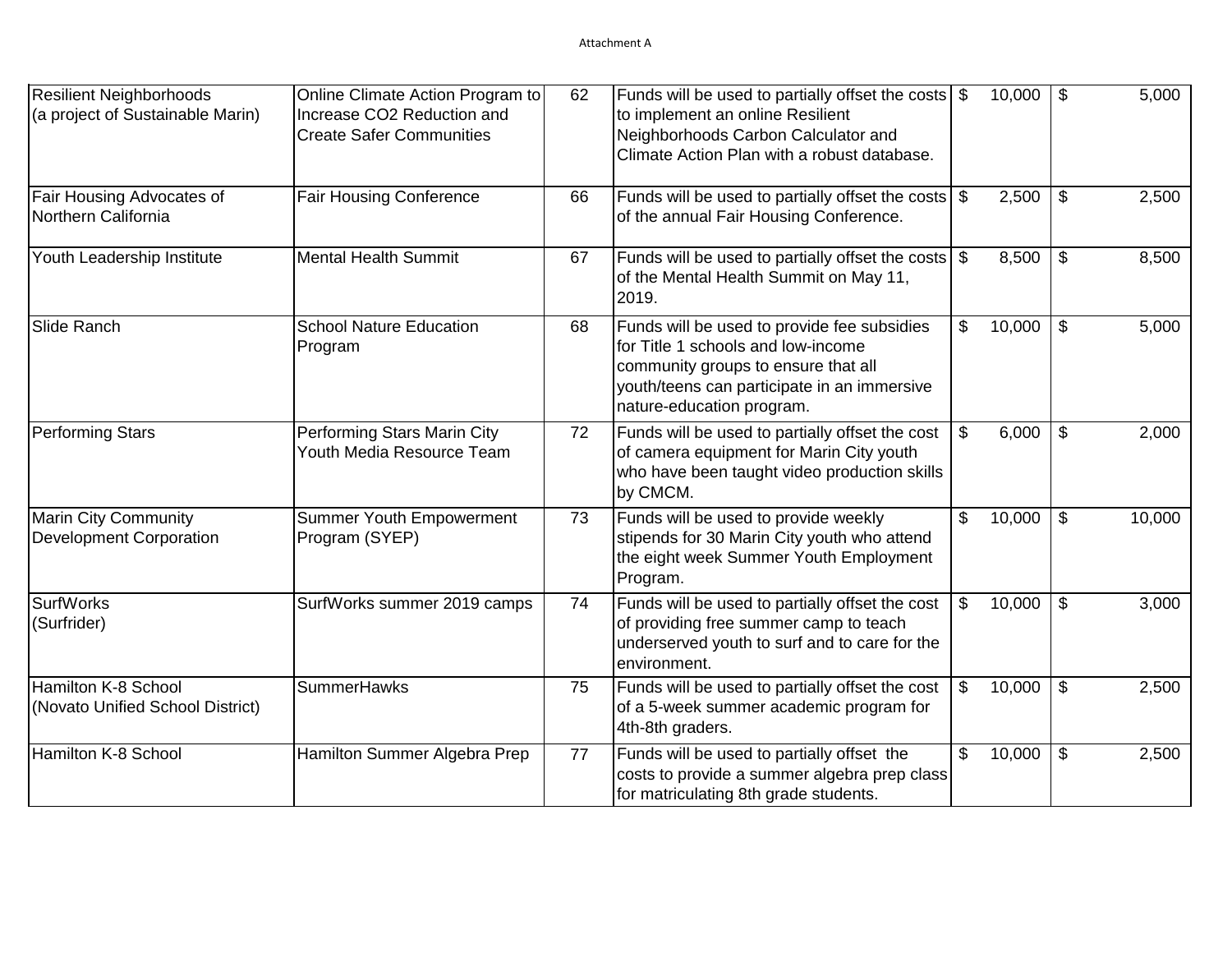| | | | | | |
|---|---|---|---|---|---|
| Resilient Neighborhoods (a project of Sustainable Marin) | Online Climate Action Program to Increase $CO_2$ Reduction and Create Safer Communities | 62 | Funds will be used to partially offset the costs to implement an online Resilient Neighborhoods Carbon Calculator and Climate Action Plan with a robust database. | $ 10,000 | $ 5,000 |
| Fair Housing Advocates of Northern California | Fair Housing Conference | 66 | Funds will be used to partially offset the costs of the annual Fair Housing Conference. | $ 2,500 | $ 2,500 |
| Youth Leadership Institute | Mental Health Summit | 67 | Funds will be used to partially offset the costs of the Mental Health Summit on May 11, 2019. | $ 8,500 | $ 8,500 |
| Slide Ranch | School Nature Education Program | 68 | Funds will be used to provide fee subsidies for Title 1 schools and low-income community groups to ensure that all youth/teens can participate in an immersive nature-education program. | $ 10,000 | $ 5,000 |
| Performing Stars | Performing Stars Marin City Youth Media Resource Team | 72 | Funds will be used to partially offset the cost of camera equipment for Marin City youth who have been taught video production skills by CMCM. | $ 6,000 | $ 2,000 |
| Marin City Community Development Corporation | Summer Youth Empowerment Program (SYEP) | 73 | Funds will be used to provide weekly stipends for 30 Marin City youth who attend the eight week Summer Youth Employment Program. | $ 10,000 | $ 10,000 |
| SurfWorks (Surfrider) | SurfWorks summer 2019 camps | 74 | Funds will be used to partially offset the cost of providing free summer camp to teach underserved youth to surf and to care for the environment. | $ 10,000 | $ 3,000 |
| Hamilton K-8 School (Novato Unified School District) | SummerHawks | 75 | Funds will be used to partially offset the cost of a 5-week summer academic program for 4th-8th graders. | $ 10,000 | $ 2,500 |
| Hamilton K-8 School | Hamilton Summer Algebra Prep | 77 | Funds will be used to partially offset the costs to provide a summer algebra prep class for matriculating 8th grade students. | $ 10,000 | $ 2,500 |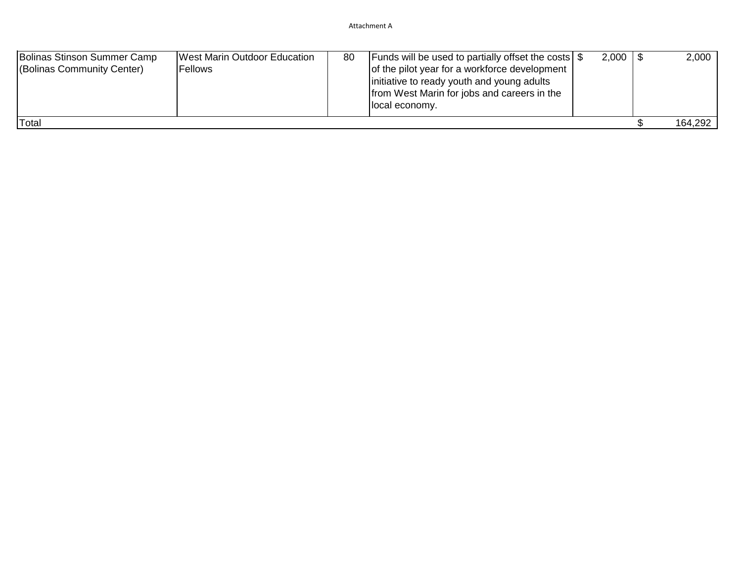Attachment A

| | | | | | |
|---|---|---|---|---|---|
| Bolinas Stinson Summer Camp (Bolinas Community Center) | West Marin Outdoor Education Fellows | 80 | Funds will be used to partially offset the costs of the pilot year for a workforce development initiative to ready youth and young adults from West Marin for jobs and careers in the local economy. | $ 2,000 | $ 2,000 |
| Total | | | | | $ 164,292 |